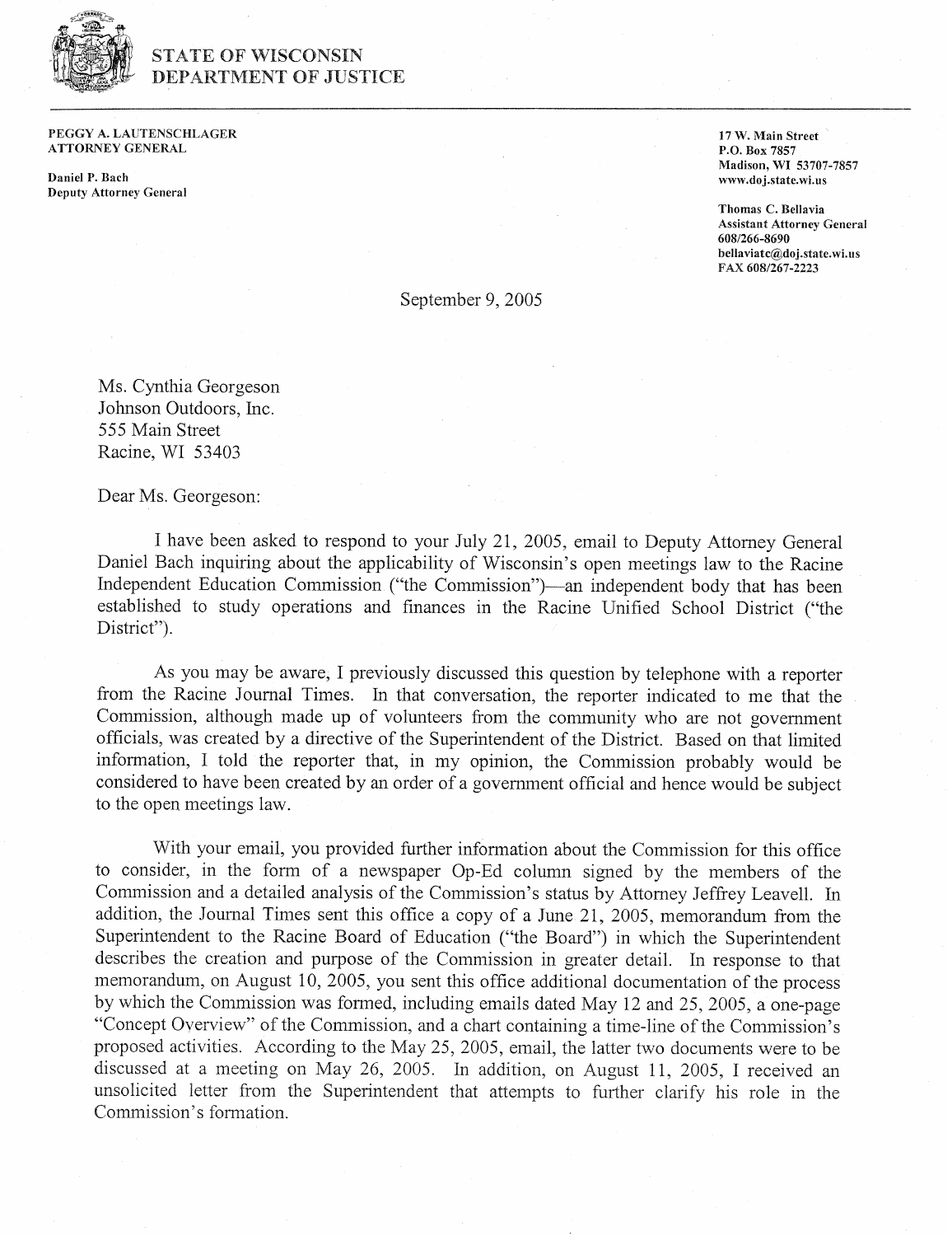# STATE OF WISCONSIN
# DEPARTMENT OF JUSTICE

**PEGGY A. LAUTENSCHLAGER**
**ATTORNEY GENERAL**

**Daniel P. Bach**
**Deputy Attorney General**

**17 W. Main Street**
**P.O. Box 7857**
**Madison, WI 53707-7857**
**www.doj.state.wi.us**

**Thomas C. Bellavia**
**Assistant Attorney General**
**608/266-8690**
**bellaviatc@doj.state.wi.us**
**FAX 608/267-2223**

September 9, 2005

Ms. Cynthia Georgeson
Johnson Outdoors, Inc.
555 Main Street
Racine, WI 53403

Dear Ms. Georgeson:

I have been asked to respond to your July 21, 2005, email to Deputy Attorney General Daniel Bach inquiring about the applicability of Wisconsin's open meetings law to the Racine Independent Education Commission ("the Commission")—an independent body that has been established to study operations and finances in the Racine Unified School District ("the District").

As you may be aware, I previously discussed this question by telephone with a reporter from the Racine Journal Times. In that conversation, the reporter indicated to me that the Commission, although made up of volunteers from the community who are not government officials, was created by a directive of the Superintendent of the District. Based on that limited information, I told the reporter that, in my opinion, the Commission probably would be considered to have been created by an order of a government official and hence would be subject to the open meetings law.

With your email, you provided further information about the Commission for this office to consider, in the form of a newspaper Op-Ed column signed by the members of the Commission and a detailed analysis of the Commission's status by Attorney Jeffrey Leavell. In addition, the Journal Times sent this office a copy of a June 21, 2005, memorandum from the Superintendent to the Racine Board of Education ("the Board") in which the Superintendent describes the creation and purpose of the Commission in greater detail. In response to that memorandum, on August 10, 2005, you sent this office additional documentation of the process by which the Commission was formed, including emails dated May 12 and 25, 2005, a one-page "Concept Overview" of the Commission, and a chart containing a time-line of the Commission's proposed activities. According to the May 25, 2005, email, the latter two documents were to be discussed at a meeting on May 26, 2005. In addition, on August 11, 2005, I received an unsolicited letter from the Superintendent that attempts to further clarify his role in the Commission's formation.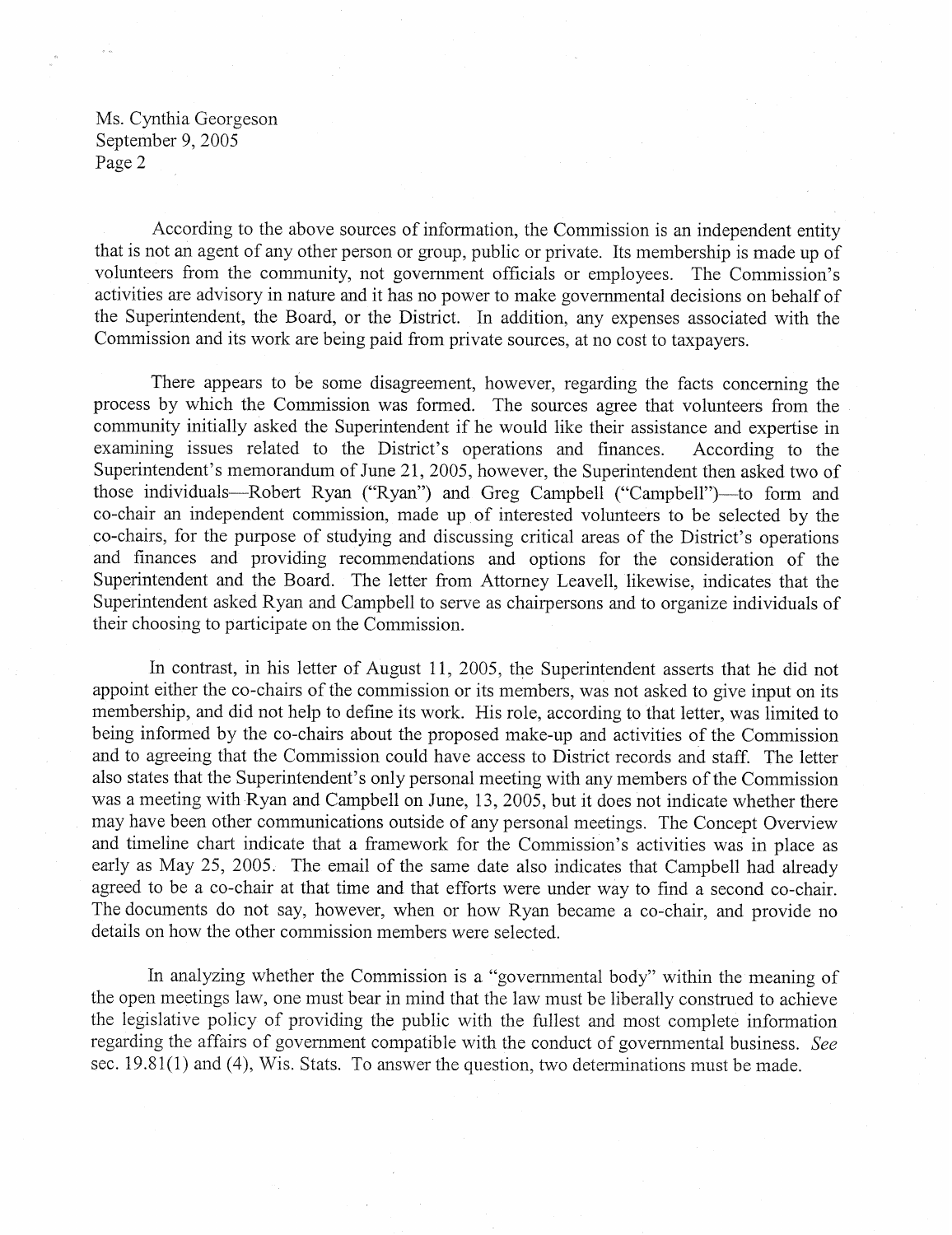Ms. Cynthia Georgeson
September 9, 2005
Page 2

According to the above sources of information, the Commission is an independent entity that is not an agent of any other person or group, public or private. Its membership is made up of volunteers from the community, not government officials or employees. The Commission's activities are advisory in nature and it has no power to make governmental decisions on behalf of the Superintendent, the Board, or the District. In addition, any expenses associated with the Commission and its work are being paid from private sources, at no cost to taxpayers.

There appears to be some disagreement, however, regarding the facts concerning the process by which the Commission was formed. The sources agree that volunteers from the community initially asked the Superintendent if he would like their assistance and expertise in examining issues related to the District's operations and finances. According to the Superintendent's memorandum of June 21, 2005, however, the Superintendent then asked two of those individuals—Robert Ryan ("Ryan") and Greg Campbell ("Campbell")—to form and co-chair an independent commission, made up of interested volunteers to be selected by the co-chairs, for the purpose of studying and discussing critical areas of the District's operations and finances and providing recommendations and options for the consideration of the Superintendent and the Board. The letter from Attorney Leavell, likewise, indicates that the Superintendent asked Ryan and Campbell to serve as chairpersons and to organize individuals of their choosing to participate on the Commission.

In contrast, in his letter of August 11, 2005, the Superintendent asserts that he did not appoint either the co-chairs of the commission or its members, was not asked to give input on its membership, and did not help to define its work. His role, according to that letter, was limited to being informed by the co-chairs about the proposed make-up and activities of the Commission and to agreeing that the Commission could have access to District records and staff. The letter also states that the Superintendent's only personal meeting with any members of the Commission was a meeting with Ryan and Campbell on June, 13, 2005, but it does not indicate whether there may have been other communications outside of any personal meetings. The Concept Overview and timeline chart indicate that a framework for the Commission's activities was in place as early as May 25, 2005. The email of the same date also indicates that Campbell had already agreed to be a co-chair at that time and that efforts were under way to find a second co-chair. The documents do not say, however, when or how Ryan became a co-chair, and provide no details on how the other commission members were selected.

In analyzing whether the Commission is a "governmental body" within the meaning of the open meetings law, one must bear in mind that the law must be liberally construed to achieve the legislative policy of providing the public with the fullest and most complete information regarding the affairs of government compatible with the conduct of governmental business. *See* sec. 19.81(1) and (4), Wis. Stats. To answer the question, two determinations must be made.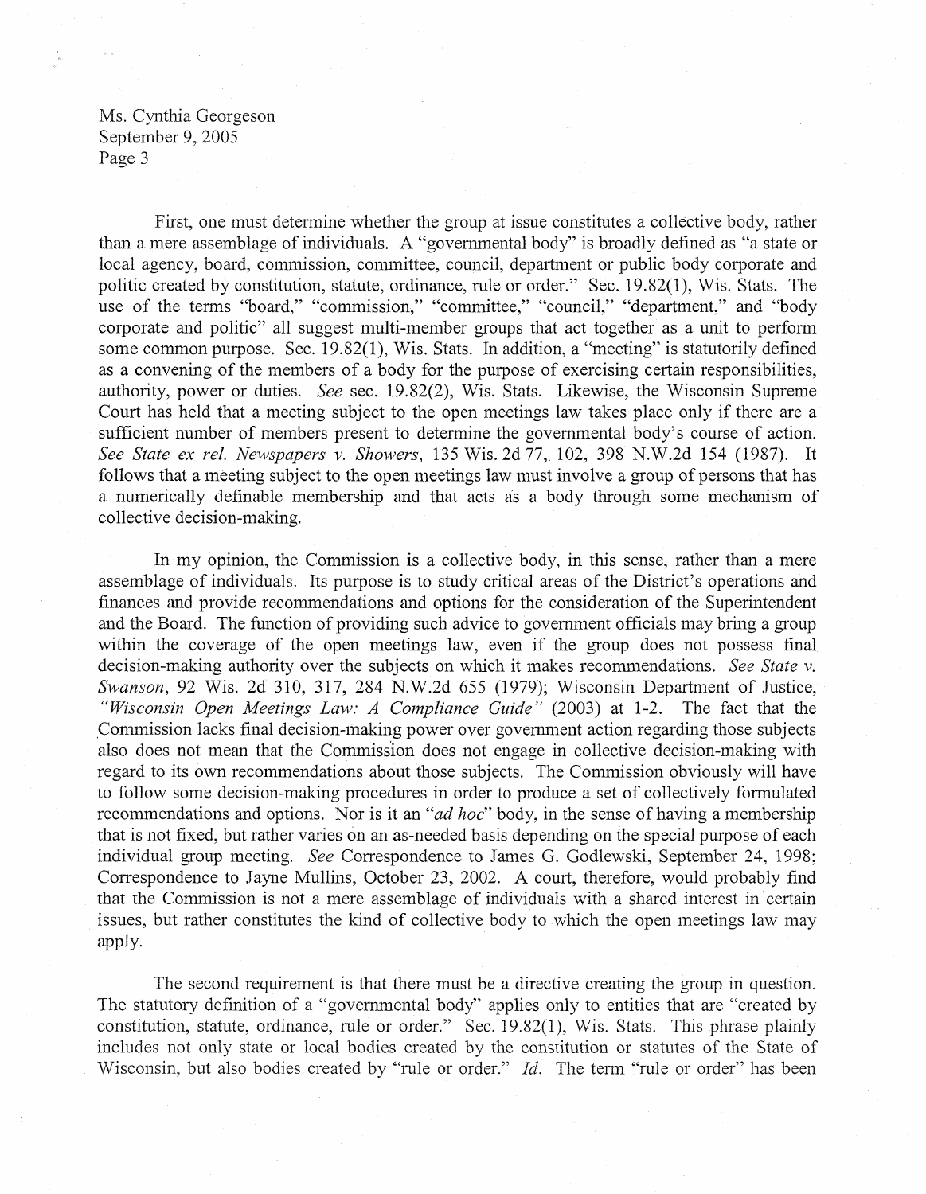First, one must determine whether the group at issue constitutes a collective body, rather than a mere assemblage of individuals. A "governmental body" is broadly defined as "a state or local agency, board, commission, committee, council, department or public body corporate and politic created by constitution, statute, ordinance, rule or order." Sec. 19.82(1), Wis. Stats. The use of the terms "board," "commission," "committee," "council," "department," and "body corporate and politic" all suggest multi-member groups that act together as a unit to perform some common purpose. Sec. 19.82(1), Wis. Stats. In addition, a "meeting" is statutorily defined as a convening of the members of a body for the purpose of exercising certain responsibilities, authority, power or duties. *See* sec. 19.82(2), Wis. Stats. Likewise, the Wisconsin Supreme Court has held that a meeting subject to the open meetings law takes place only if there are a sufficient number of members present to determine the governmental body's course of action. *See State ex rel. Newspapers v. Showers*, 135 Wis. 2d 77, 102, 398 N.W.2d 154 (1987). It follows that a meeting subject to the open meetings law must involve a group of persons that has a numerically definable membership and that acts as a body through some mechanism of collective decision-making.

In my opinion, the Commission is a collective body, in this sense, rather than a mere assemblage of individuals. Its purpose is to study critical areas of the District's operations and finances and provide recommendations and options for the consideration of the Superintendent and the Board. The function of providing such advice to government officials may bring a group within the coverage of the open meetings law, even if the group does not possess final decision-making authority over the subjects on which it makes recommendations. *See State v. Swanson*, 92 Wis. 2d 310, 317, 284 N.W.2d 655 (1979); Wisconsin Department of Justice, *"Wisconsin Open Meetings Law: A Compliance Guide"* (2003) at 1-2. The fact that the Commission lacks final decision-making power over government action regarding those subjects also does not mean that the Commission does not engage in collective decision-making with regard to its own recommendations about those subjects. The Commission obviously will have to follow some decision-making procedures in order to produce a set of collectively formulated recommendations and options. Nor is it an "*ad hoc*" body, in the sense of having a membership that is not fixed, but rather varies on an as-needed basis depending on the special purpose of each individual group meeting. *See* Correspondence to James G. Godlewski, September 24, 1998; Correspondence to Jayne Mullins, October 23, 2002. A court, therefore, would probably find that the Commission is not a mere assemblage of individuals with a shared interest in certain issues, but rather constitutes the kind of collective body to which the open meetings law may apply.

The second requirement is that there must be a directive creating the group in question. The statutory definition of a "governmental body" applies only to entities that are "created by constitution, statute, ordinance, rule or order." Sec. 19.82(1), Wis. Stats. This phrase plainly includes not only state or local bodies created by the constitution or statutes of the State of Wisconsin, but also bodies created by "rule or order." *Id.* The term "rule or order" has been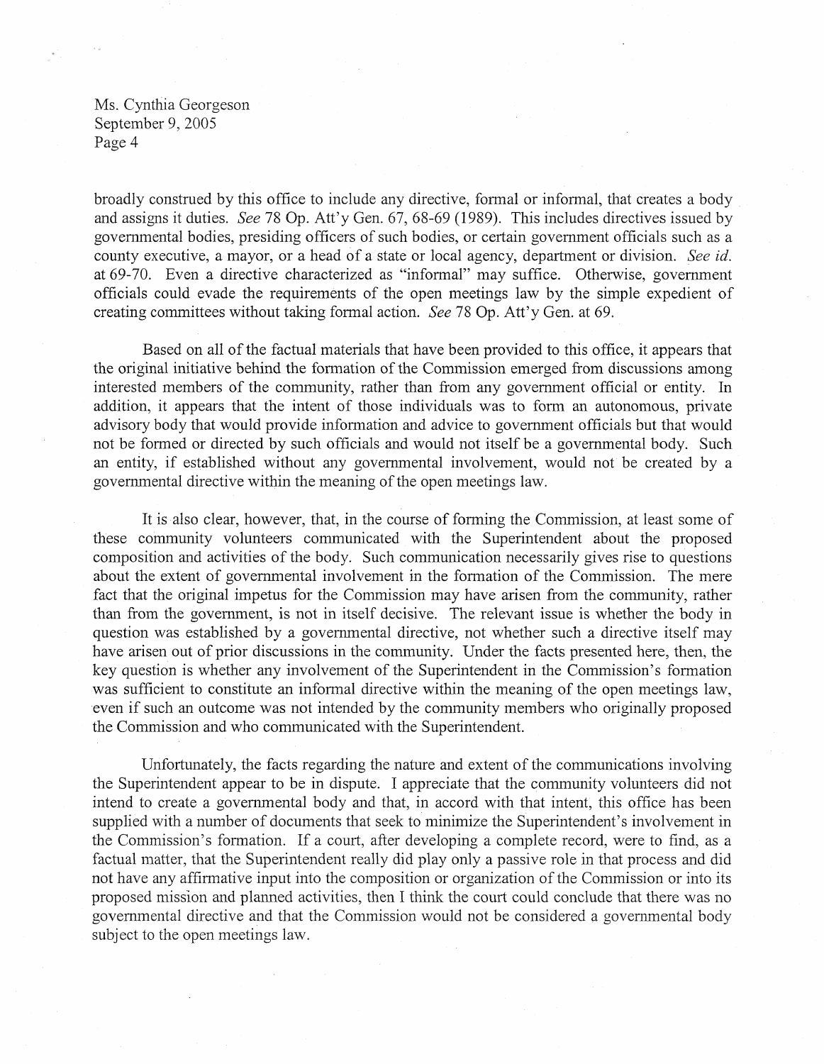broadly construed by this office to include any directive, formal or informal, that creates a body and assigns it duties. *See* 78 Op. Att'y Gen. 67, 68-69 (1989). This includes directives issued by governmental bodies, presiding officers of such bodies, or certain government officials such as a county executive, a mayor, or a head of a state or local agency, department or division. *See id.* at 69-70. Even a directive characterized as "informal" may suffice. Otherwise, government officials could evade the requirements of the open meetings law by the simple expedient of creating committees without taking formal action. *See* 78 Op. Att'y Gen. at 69.

Based on all of the factual materials that have been provided to this office, it appears that the original initiative behind the formation of the Commission emerged from discussions among interested members of the community, rather than from any government official or entity. In addition, it appears that the intent of those individuals was to form an autonomous, private advisory body that would provide information and advice to government officials but that would not be formed or directed by such officials and would not itself be a governmental body. Such an entity, if established without any governmental involvement, would not be created by a governmental directive within the meaning of the open meetings law.

It is also clear, however, that, in the course of forming the Commission, at least some of these community volunteers communicated with the Superintendent about the proposed composition and activities of the body. Such communication necessarily gives rise to questions about the extent of governmental involvement in the formation of the Commission. The mere fact that the original impetus for the Commission may have arisen from the community, rather than from the government, is not in itself decisive. The relevant issue is whether the body in question was established by a governmental directive, not whether such a directive itself may have arisen out of prior discussions in the community. Under the facts presented here, then, the key question is whether any involvement of the Superintendent in the Commission's formation was sufficient to constitute an informal directive within the meaning of the open meetings law, even if such an outcome was not intended by the community members who originally proposed the Commission and who communicated with the Superintendent.

Unfortunately, the facts regarding the nature and extent of the communications involving the Superintendent appear to be in dispute. I appreciate that the community volunteers did not intend to create a governmental body and that, in accord with that intent, this office has been supplied with a number of documents that seek to minimize the Superintendent's involvement in the Commission's formation. If a court, after developing a complete record, were to find, as a factual matter, that the Superintendent really did play only a passive role in that process and did not have any affirmative input into the composition or organization of the Commission or into its proposed mission and planned activities, then I think the court could conclude that there was no governmental directive and that the Commission would not be considered a governmental body subject to the open meetings law.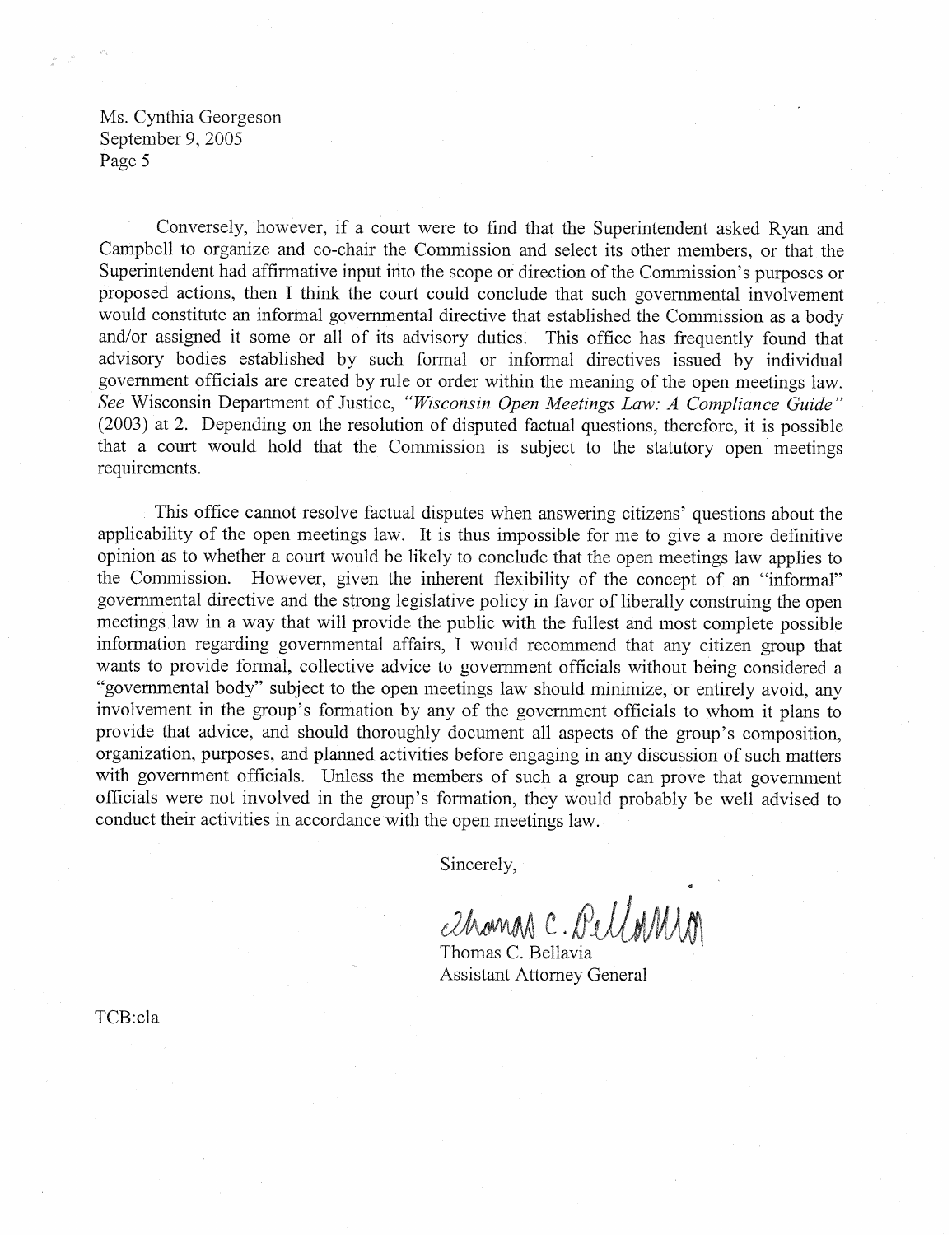Ms. Cynthia Georgeson
September 9, 2005
Page 5

Conversely, however, if a court were to find that the Superintendent asked Ryan and Campbell to organize and co-chair the Commission and select its other members, or that the Superintendent had affirmative input into the scope or direction of the Commission's purposes or proposed actions, then I think the court could conclude that such governmental involvement would constitute an informal governmental directive that established the Commission as a body and/or assigned it some or all of its advisory duties. This office has frequently found that advisory bodies established by such formal or informal directives issued by individual government officials are created by rule or order within the meaning of the open meetings law. *See* Wisconsin Department of Justice, *"Wisconsin Open Meetings Law: A Compliance Guide"* (2003) at 2. Depending on the resolution of disputed factual questions, therefore, it is possible that a court would hold that the Commission is subject to the statutory open meetings requirements.

This office cannot resolve factual disputes when answering citizens' questions about the applicability of the open meetings law. It is thus impossible for me to give a more definitive opinion as to whether a court would be likely to conclude that the open meetings law applies to the Commission. However, given the inherent flexibility of the concept of an "informal" governmental directive and the strong legislative policy in favor of liberally construing the open meetings law in a way that will provide the public with the fullest and most complete possible information regarding governmental affairs, I would recommend that any citizen group that wants to provide formal, collective advice to government officials without being considered a "governmental body" subject to the open meetings law should minimize, or entirely avoid, any involvement in the group's formation by any of the government officials to whom it plans to provide that advice, and should thoroughly document all aspects of the group's composition, organization, purposes, and planned activities before engaging in any discussion of such matters with government officials. Unless the members of such a group can prove that government officials were not involved in the group's formation, they would probably be well advised to conduct their activities in accordance with the open meetings law.

Sincerely,

Thomas C. Bellavia
Assistant Attorney General

TCB:cla